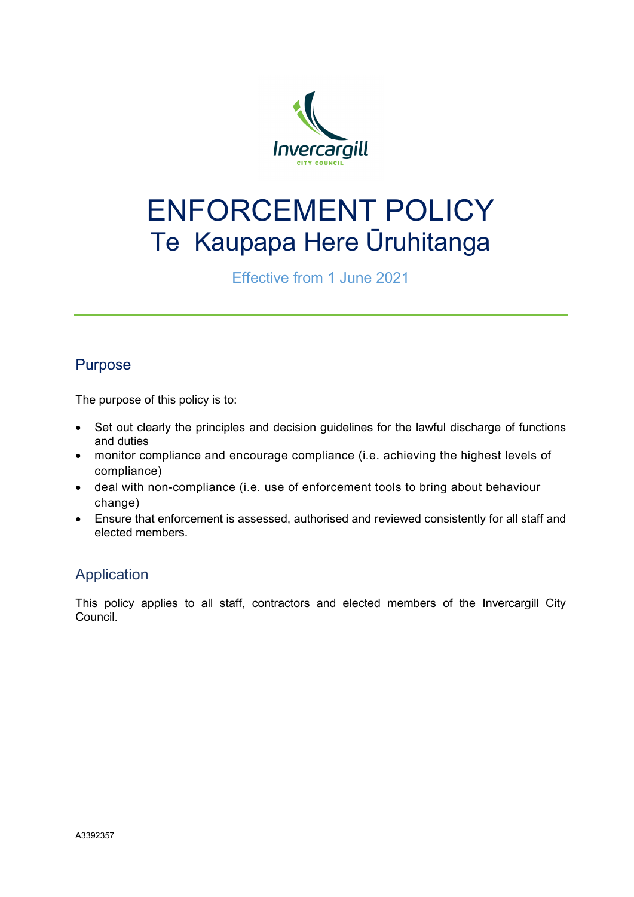# ENFORCEMENT POLICY
# Te Kaupapa Here Ūruhitanga

Effective from 1 June 2021

## Purpose

The purpose of this policy is to:

- Set out clearly the principles and decision guidelines for the lawful discharge of functions and duties
- monitor compliance and encourage compliance (i.e. achieving the highest levels of compliance)
- deal with non-compliance (i.e. use of enforcement tools to bring about behaviour change)
- Ensure that enforcement is assessed, authorised and reviewed consistently for all staff and elected members.

## Application

This policy applies to all staff, contractors and elected members of the Invercargill City Council.

A3392357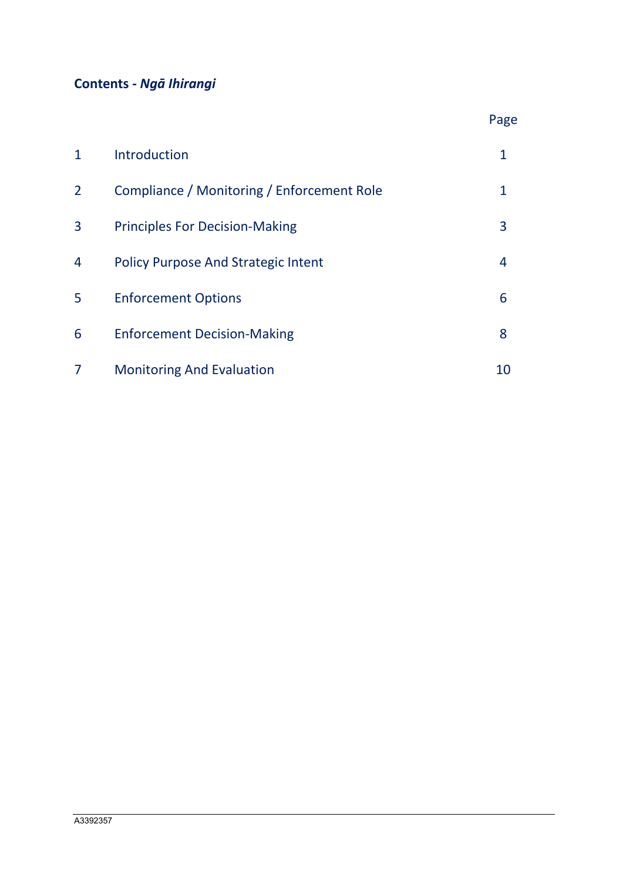## Contents - *Ngā Ihirangi*

| | | Page |
|---|---|---|
| 1 | Introduction | 1 |
| 2 | Compliance / Monitoring / Enforcement Role | 1 |
| 3 | Principles For Decision-Making | 3 |
| 4 | Policy Purpose And Strategic Intent | 4 |
| 5 | Enforcement Options | 6 |
| 6 | Enforcement Decision-Making | 8 |
| 7 | Monitoring And Evaluation | 10 |

A3392357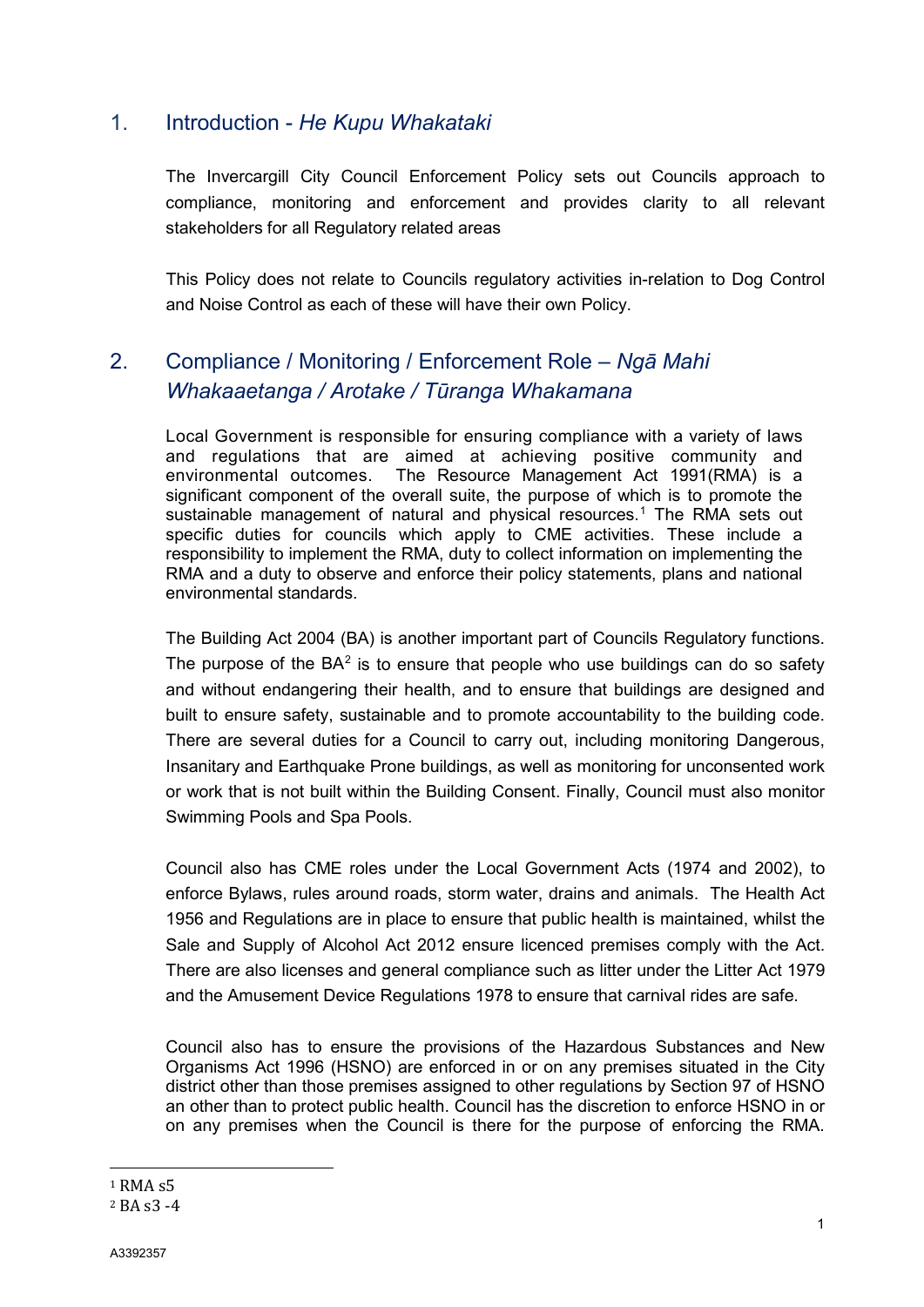## 1. Introduction - *He Kupu Whakataki*

The Invercargill City Council Enforcement Policy sets out Councils approach to compliance, monitoring and enforcement and provides clarity to all relevant stakeholders for all Regulatory related areas

This Policy does not relate to Councils regulatory activities in-relation to Dog Control and Noise Control as each of these will have their own Policy.

## 2. Compliance / Monitoring / Enforcement Role – *Ngā Mahi Whakaaetanga / Arotake / Tūranga Whakamana*

Local Government is responsible for ensuring compliance with a variety of laws and regulations that are aimed at achieving positive community and environmental outcomes. The Resource Management Act 1991(RMA) is a significant component of the overall suite, the purpose of which is to promote the sustainable management of natural and physical resources.[1] The RMA sets out specific duties for councils which apply to CME activities. These include a responsibility to implement the RMA, duty to collect information on implementing the RMA and a duty to observe and enforce their policy statements, plans and national environmental standards.

The Building Act 2004 (BA) is another important part of Councils Regulatory functions. The purpose of the BA[2] is to ensure that people who use buildings can do so safety and without endangering their health, and to ensure that buildings are designed and built to ensure safety, sustainable and to promote accountability to the building code. There are several duties for a Council to carry out, including monitoring Dangerous, Insanitary and Earthquake Prone buildings, as well as monitoring for unconsented work or work that is not built within the Building Consent. Finally, Council must also monitor Swimming Pools and Spa Pools.

Council also has CME roles under the Local Government Acts (1974 and 2002), to enforce Bylaws, rules around roads, storm water, drains and animals. The Health Act 1956 and Regulations are in place to ensure that public health is maintained, whilst the Sale and Supply of Alcohol Act 2012 ensure licenced premises comply with the Act. There are also licenses and general compliance such as litter under the Litter Act 1979 and the Amusement Device Regulations 1978 to ensure that carnival rides are safe.

Council also has to ensure the provisions of the Hazardous Substances and New Organisms Act 1996 (HSNO) are enforced in or on any premises situated in the City district other than those premises assigned to other regulations by Section 97 of HSNO an other than to protect public health. Council has the discretion to enforce HSNO in or on any premises when the Council is there for the purpose of enforcing the RMA.

---

[1] RMA s5

[2] BA s3 -4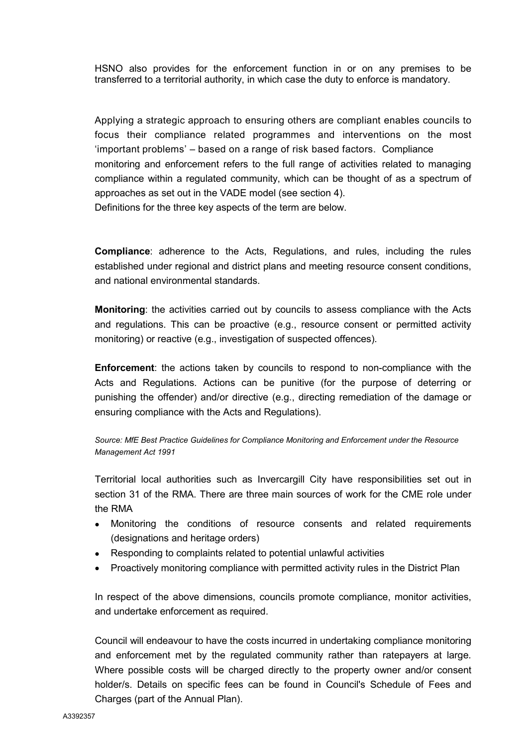HSNO also provides for the enforcement function in or on any premises to be transferred to a territorial authority, in which case the duty to enforce is mandatory.

Applying a strategic approach to ensuring others are compliant enables councils to focus their compliance related programmes and interventions on the most 'important problems' – based on a range of risk based factors. Compliance monitoring and enforcement refers to the full range of activities related to managing compliance within a regulated community, which can be thought of as a spectrum of approaches as set out in the VADE model (see section 4).
Definitions for the three key aspects of the term are below.

**Compliance**: adherence to the Acts, Regulations, and rules, including the rules established under regional and district plans and meeting resource consent conditions, and national environmental standards.

**Monitoring**: the activities carried out by councils to assess compliance with the Acts and regulations. This can be proactive (e.g., resource consent or permitted activity monitoring) or reactive (e.g., investigation of suspected offences).

**Enforcement**: the actions taken by councils to respond to non-compliance with the Acts and Regulations. Actions can be punitive (for the purpose of deterring or punishing the offender) and/or directive (e.g., directing remediation of the damage or ensuring compliance with the Acts and Regulations).

*Source: MfE Best Practice Guidelines for Compliance Monitoring and Enforcement under the Resource Management Act 1991*

Territorial local authorities such as Invercargill City have responsibilities set out in section 31 of the RMA. There are three main sources of work for the CME role under the RMA

- Monitoring the conditions of resource consents and related requirements (designations and heritage orders)
- Responding to complaints related to potential unlawful activities
- Proactively monitoring compliance with permitted activity rules in the District Plan

In respect of the above dimensions, councils promote compliance, monitor activities, and undertake enforcement as required.

Council will endeavour to have the costs incurred in undertaking compliance monitoring and enforcement met by the regulated community rather than ratepayers at large. Where possible costs will be charged directly to the property owner and/or consent holder/s. Details on specific fees can be found in Council's Schedule of Fees and Charges (part of the Annual Plan).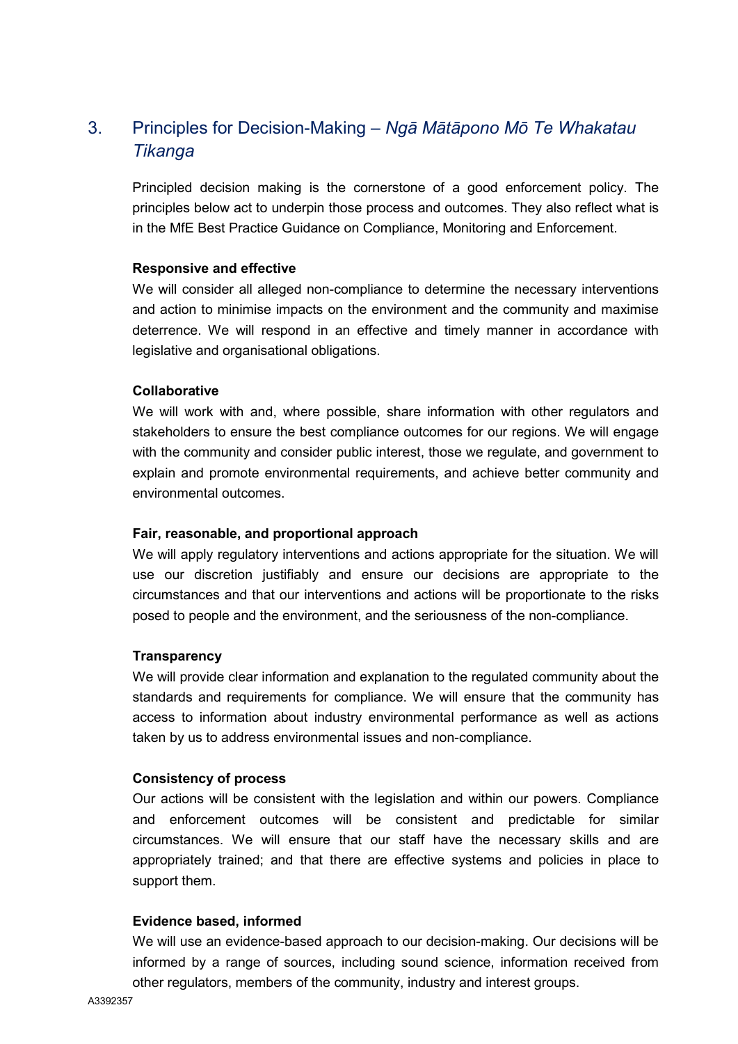## 3. Principles for Decision-Making – *Ngā Mātāpono Mō Te Whakatau Tikanga*

Principled decision making is the cornerstone of a good enforcement policy. The principles below act to underpin those process and outcomes. They also reflect what is in the MfE Best Practice Guidance on Compliance, Monitoring and Enforcement.

**Responsive and effective**

We will consider all alleged non-compliance to determine the necessary interventions and action to minimise impacts on the environment and the community and maximise deterrence. We will respond in an effective and timely manner in accordance with legislative and organisational obligations.

**Collaborative**

We will work with and, where possible, share information with other regulators and stakeholders to ensure the best compliance outcomes for our regions. We will engage with the community and consider public interest, those we regulate, and government to explain and promote environmental requirements, and achieve better community and environmental outcomes.

**Fair, reasonable, and proportional approach**

We will apply regulatory interventions and actions appropriate for the situation. We will use our discretion justifiably and ensure our decisions are appropriate to the circumstances and that our interventions and actions will be proportionate to the risks posed to people and the environment, and the seriousness of the non-compliance.

**Transparency**

We will provide clear information and explanation to the regulated community about the standards and requirements for compliance. We will ensure that the community has access to information about industry environmental performance as well as actions taken by us to address environmental issues and non-compliance.

**Consistency of process**

Our actions will be consistent with the legislation and within our powers. Compliance and enforcement outcomes will be consistent and predictable for similar circumstances. We will ensure that our staff have the necessary skills and are appropriately trained; and that there are effective systems and policies in place to support them.

**Evidence based, informed**

We will use an evidence-based approach to our decision-making. Our decisions will be informed by a range of sources, including sound science, information received from other regulators, members of the community, industry and interest groups.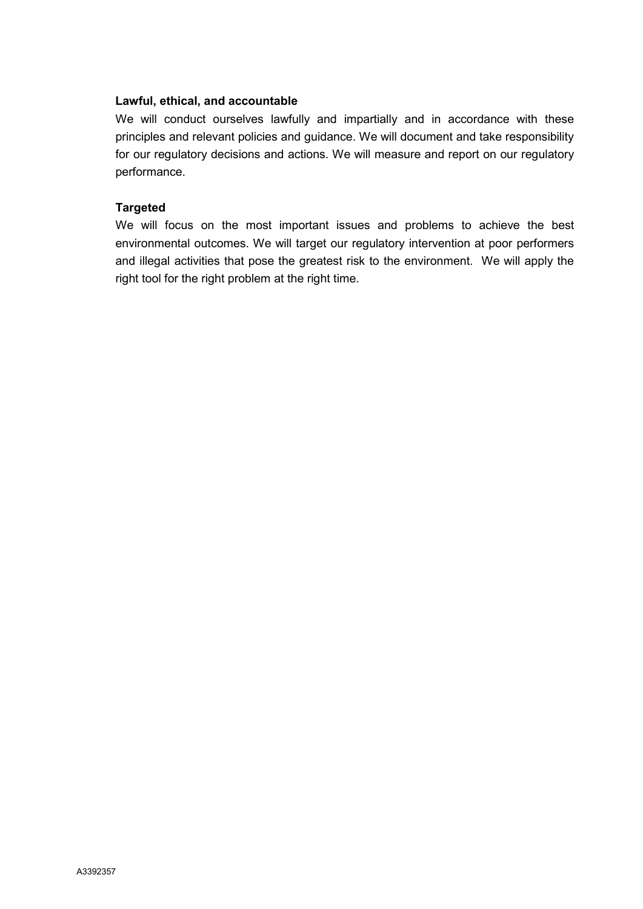**Lawful, ethical, and accountable**

We will conduct ourselves lawfully and impartially and in accordance with these principles and relevant policies and guidance. We will document and take responsibility for our regulatory decisions and actions. We will measure and report on our regulatory performance.

**Targeted**

We will focus on the most important issues and problems to achieve the best environmental outcomes. We will target our regulatory intervention at poor performers and illegal activities that pose the greatest risk to the environment. We will apply the right tool for the right problem at the right time.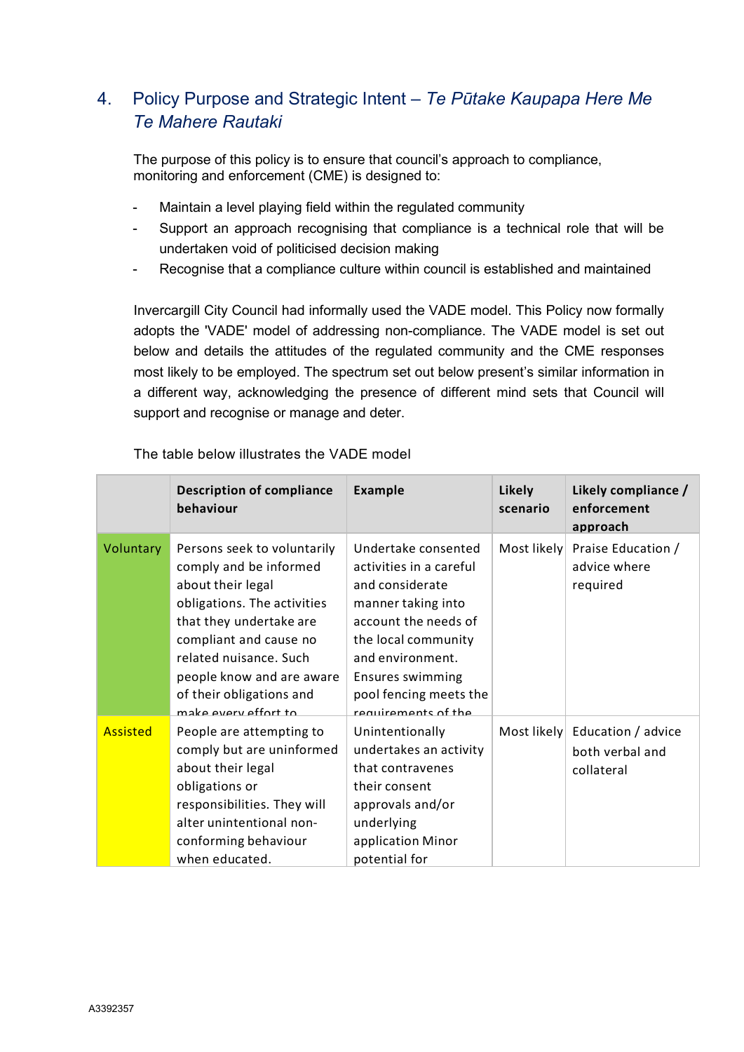## 4. Policy Purpose and Strategic Intent – *Te Pūtake Kaupapa Here Me Te Mahere Rautaki*

The purpose of this policy is to ensure that council's approach to compliance, monitoring and enforcement (CME) is designed to:

- Maintain a level playing field within the regulated community
- Support an approach recognising that compliance is a technical role that will be undertaken void of politicised decision making
- Recognise that a compliance culture within council is established and maintained

Invercargill City Council had informally used the VADE model. This Policy now formally adopts the 'VADE' model of addressing non-compliance. The VADE model is set out below and details the attitudes of the regulated community and the CME responses most likely to be employed. The spectrum set out below present's similar information in a different way, acknowledging the presence of different mind sets that Council will support and recognise or manage and deter.

The table below illustrates the VADE model

| | Description of compliance behaviour | Example | Likely scenario | Likely compliance / enforcement approach |
|---|---|---|---|---|
| Voluntary | Persons seek to voluntarily comply and be informed about their legal obligations. The activities that they undertake are compliant and cause no related nuisance. Such people know and are aware of their obligations and make every effort to | Undertake consented activities in a careful and considerate manner taking into account the needs of the local community and environment. Ensures swimming pool fencing meets the requirements of the | Most likely | Praise Education / advice where required |
| Assisted | People are attempting to comply but are uninformed about their legal obligations or responsibilities. They will alter unintentional non-conforming behaviour when educated. | Unintentionally undertakes an activity that contravenes their consent approvals and/or underlying application Minor potential for | Most likely | Education / advice both verbal and collateral |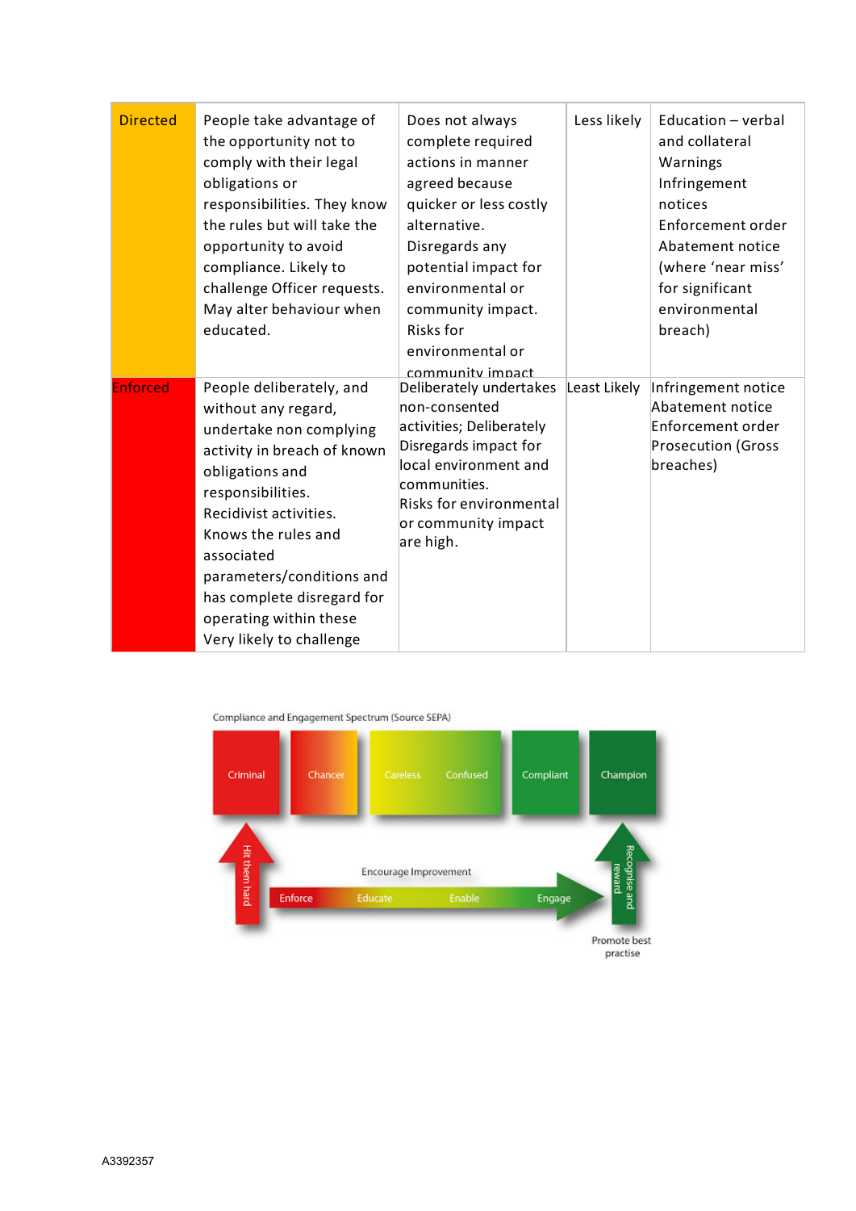| | | | | |
|---|---|---|---|---|
| Directed | People take advantage of the opportunity not to comply with their legal obligations or responsibilities. They know the rules but will take the opportunity to avoid compliance. Likely to challenge Officer requests. May alter behaviour when educated. | Does not always complete required actions in manner agreed because quicker or less costly alternative. Disregards any potential impact for environmental or community impact. Risks for environmental or community impact | Less likely | Education – verbal and collateral Warnings Infringement notices Enforcement order Abatement notice (where 'near miss' for significant environmental breach) |
| Enforced | People deliberately, and without any regard, undertake non complying activity in breach of known obligations and responsibilities. Recidivist activities. Knows the rules and associated parameters/conditions and has complete disregard for operating within these Very likely to challenge | Deliberately undertakes non-consented activities; Deliberately Disregards impact for local environment and communities. Risks for environmental or community impact are high. | Least Likely | Infringement notice Abatement notice Enforcement order Prosecution (Gross breaches) |

Compliance and Engagement Spectrum (Source SEPA)

Criminal
Chancer
Careless
Confused
Compliant
Champion

Hit them hard
Encourage Improvement
Enforce
Educate
Enable
Engage
Recognise and reward
Promote best practise

A3392357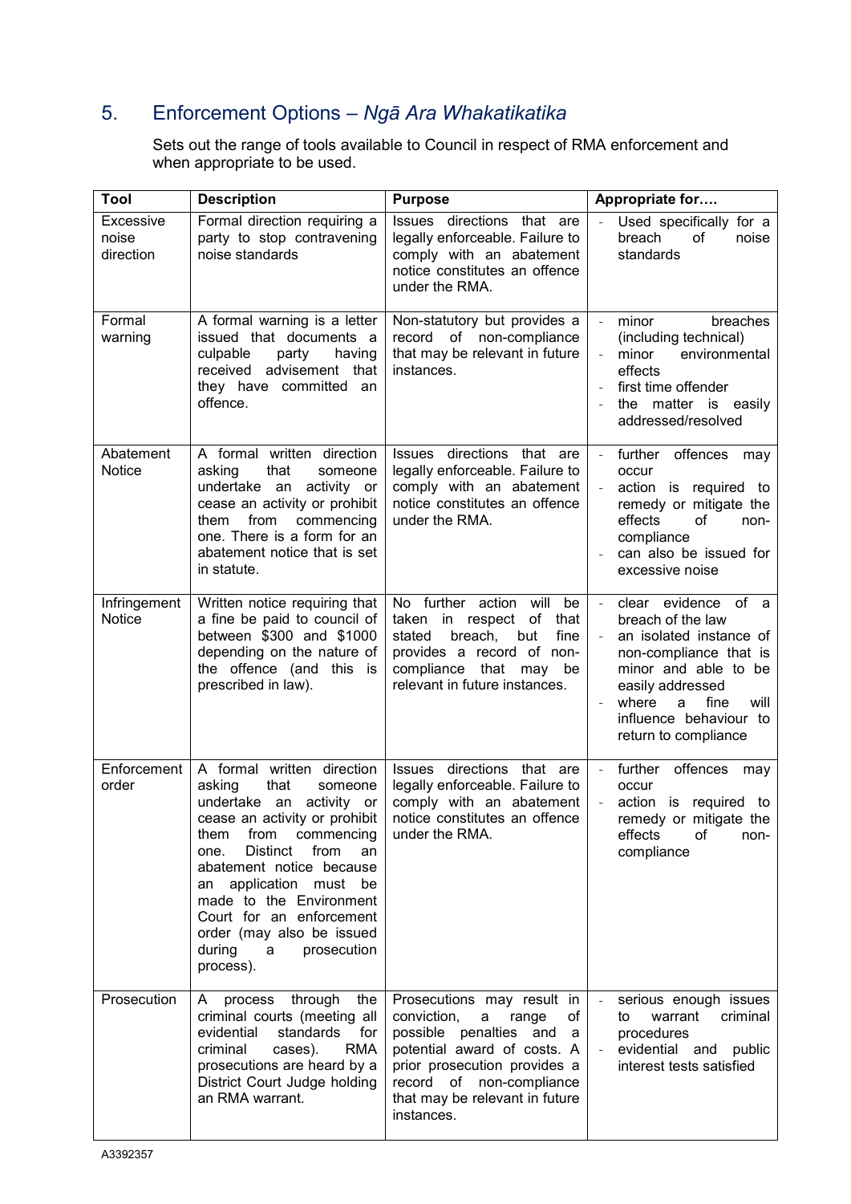## 5. Enforcement Options – *Ngā Ara Whakatikatika*

Sets out the range of tools available to Council in respect of RMA enforcement and when appropriate to be used.

| Tool | Description | Purpose | Appropriate for…. |
|---|---|---|---|
| Excessive noise direction | Formal direction requiring a party to stop contravening noise standards | Issues directions that are legally enforceable. Failure to comply with an abatement notice constitutes an offence under the RMA. | - Used specifically for a breach of noise standards |
| Formal warning | A formal warning is a letter issued that documents a culpable party having received advisement that they have committed an offence. | Non-statutory but provides a record of non-compliance that may be relevant in future instances. | - minor breaches (including technical)<br>- minor environmental effects<br>- first time offender<br>- the matter is easily addressed/resolved |
| Abatement Notice | A formal written direction asking that someone undertake an activity or cease an activity or prohibit them from commencing one. There is a form for an abatement notice that is set in statute. | Issues directions that are legally enforceable. Failure to comply with an abatement notice constitutes an offence under the RMA. | - further offences may occur<br>- action is required to remedy or mitigate the effects of non-compliance<br>- can also be issued for excessive noise |
| Infringement Notice | Written notice requiring that a fine be paid to council of between \$300 and \$1000 depending on the nature of the offence (and this is prescribed in law). | No further action will be taken in respect of that stated breach, but fine provides a record of non-compliance that may be relevant in future instances. | - clear evidence of a breach of the law<br>- an isolated instance of non-compliance that is minor and able to be easily addressed<br>- where a fine will influence behaviour to return to compliance |
| Enforcement order | A formal written direction asking that someone undertake an activity or cease an activity or prohibit them from commencing one. Distinct from an abatement notice because an application must be made to the Environment Court for an enforcement order (may also be issued during a prosecution process). | Issues directions that are legally enforceable. Failure to comply with an abatement notice constitutes an offence under the RMA. | - further offences may occur<br>- action is required to remedy or mitigate the effects of non-compliance |
| Prosecution | A process through the criminal courts (meeting all evidential standards for criminal cases). RMA prosecutions are heard by a District Court Judge holding an RMA warrant. | Prosecutions may result in conviction, a range of possible penalties and a potential award of costs. A prior prosecution provides a record of non-compliance that may be relevant in future instances. | - serious enough issues to warrant criminal procedures<br>- evidential and public interest tests satisfied |

A3392357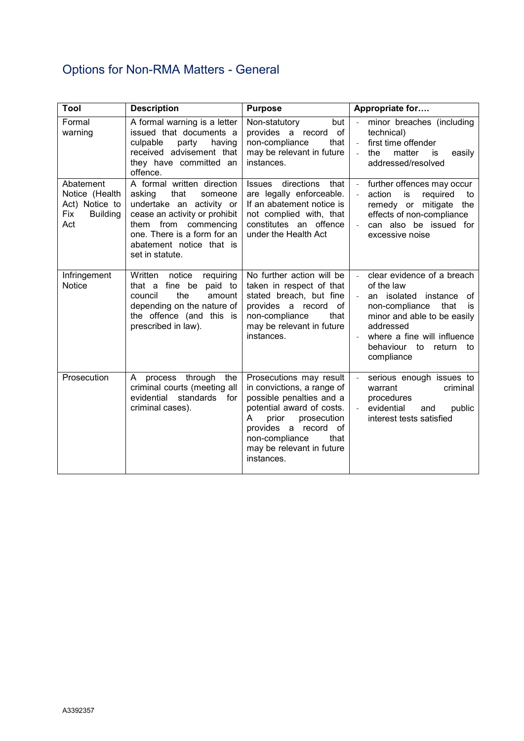# Options for Non-RMA Matters - General

| Tool | Description | Purpose | Appropriate for…. |
|---|---|---|---|
| Formal warning | A formal warning is a letter issued that documents a culpable party having received advisement that they have committed an offence. | Non-statutory but provides a record of non-compliance that may be relevant in future instances. | - minor breaches (including technical)<br>- first time offender<br>- the matter is easily addressed/resolved |
| Abatement Notice (Health Act) Notice to Fix Building Act | A formal written direction asking that someone undertake an activity or cease an activity or prohibit them from commencing one. There is a form for an abatement notice that is set in statute. | Issues directions that are legally enforceable. If an abatement notice is not complied with, that constitutes an offence under the Health Act | - further offences may occur<br>- action is required to remedy or mitigate the effects of non-compliance<br>- can also be issued for excessive noise |
| Infringement Notice | Written notice requiring that a fine be paid to council the amount depending on the nature of the offence (and this is prescribed in law). | No further action will be taken in respect of that stated breach, but fine provides a record of non-compliance that may be relevant in future instances. | - clear evidence of a breach of the law<br>- an isolated instance of non-compliance that is minor and able to be easily addressed<br>- where a fine will influence behaviour to return to compliance |
| Prosecution | A process through the criminal courts (meeting all evidential standards for criminal cases). | Prosecutions may result in convictions, a range of possible penalties and a potential award of costs. A prior prosecution provides a record of non-compliance that may be relevant in future instances. | - serious enough issues to warrant criminal procedures<br>- evidential and public interest tests satisfied |

A3392357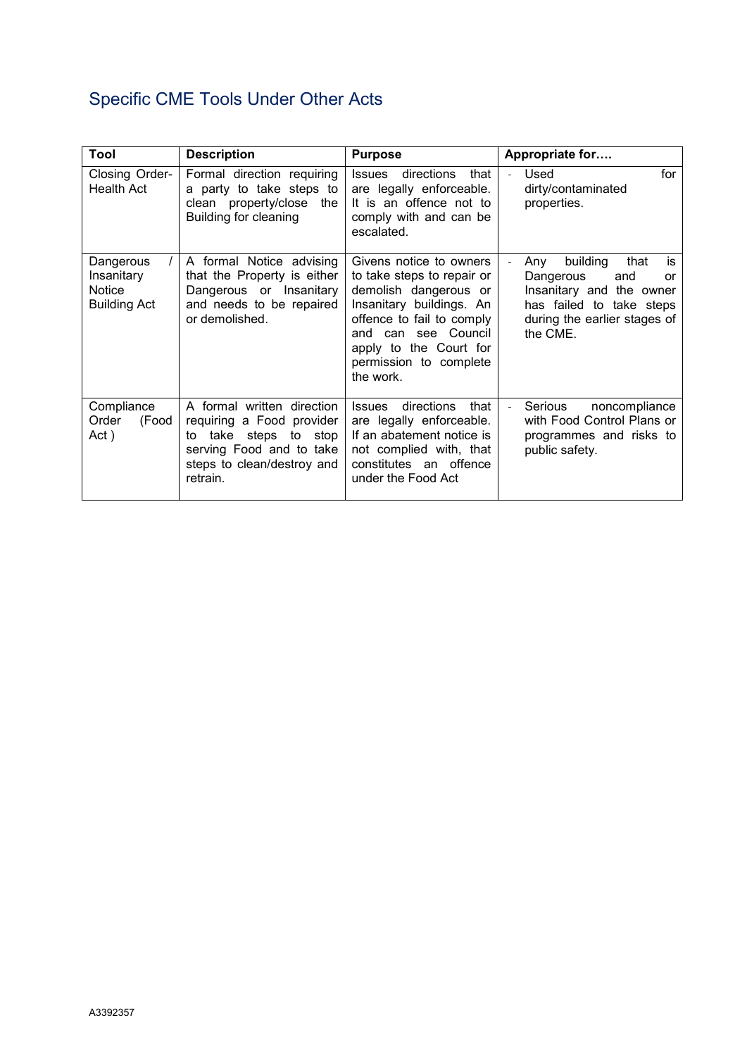## Specific CME Tools Under Other Acts

| Tool | Description | Purpose | Appropriate for…. |
|---|---|---|---|
| Closing Order- Health Act | Formal direction requiring a party to take steps to clean property/close the Building for cleaning | Issues directions that are legally enforceable. It is an offence not to comply with and can be escalated. | - Used for dirty/contaminated properties. |
| Dangerous / Insanitary Notice Building Act | A formal Notice advising that the Property is either Dangerous or Insanitary and needs to be repaired or demolished. | Givens notice to owners to take steps to repair or demolish dangerous or Insanitary buildings. An offence to fail to comply and can see Council apply to the Court for permission to complete the work. | - Any building that is Dangerous and or Insanitary and the owner has failed to take steps during the earlier stages of the CME. |
| Compliance Order (Food Act ) | A formal written direction requiring a Food provider to take steps to stop serving Food and to take steps to clean/destroy and retrain. | Issues directions that are legally enforceable. If an abatement notice is not complied with, that constitutes an offence under the Food Act | - Serious noncompliance with Food Control Plans or programmes and risks to public safety. |

A3392357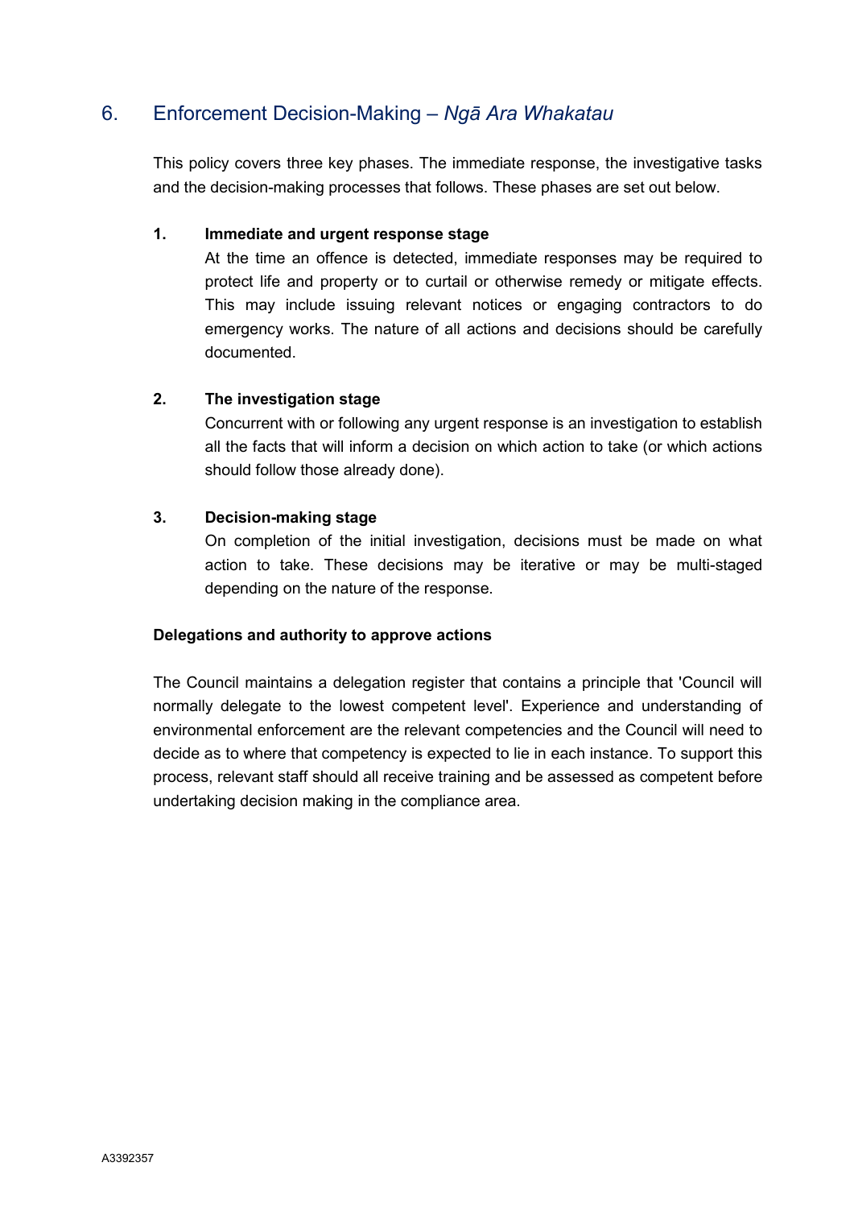## 6. Enforcement Decision-Making – *Ngā Ara Whakatau*

This policy covers three key phases. The immediate response, the investigative tasks and the decision-making processes that follows. These phases are set out below.

**1. Immediate and urgent response stage**

At the time an offence is detected, immediate responses may be required to protect life and property or to curtail or otherwise remedy or mitigate effects. This may include issuing relevant notices or engaging contractors to do emergency works. The nature of all actions and decisions should be carefully documented.

**2. The investigation stage**

Concurrent with or following any urgent response is an investigation to establish all the facts that will inform a decision on which action to take (or which actions should follow those already done).

**3. Decision-making stage**

On completion of the initial investigation, decisions must be made on what action to take. These decisions may be iterative or may be multi-staged depending on the nature of the response.

**Delegations and authority to approve actions**

The Council maintains a delegation register that contains a principle that 'Council will normally delegate to the lowest competent level'. Experience and understanding of environmental enforcement are the relevant competencies and the Council will need to decide as to where that competency is expected to lie in each instance. To support this process, relevant staff should all receive training and be assessed as competent before undertaking decision making in the compliance area.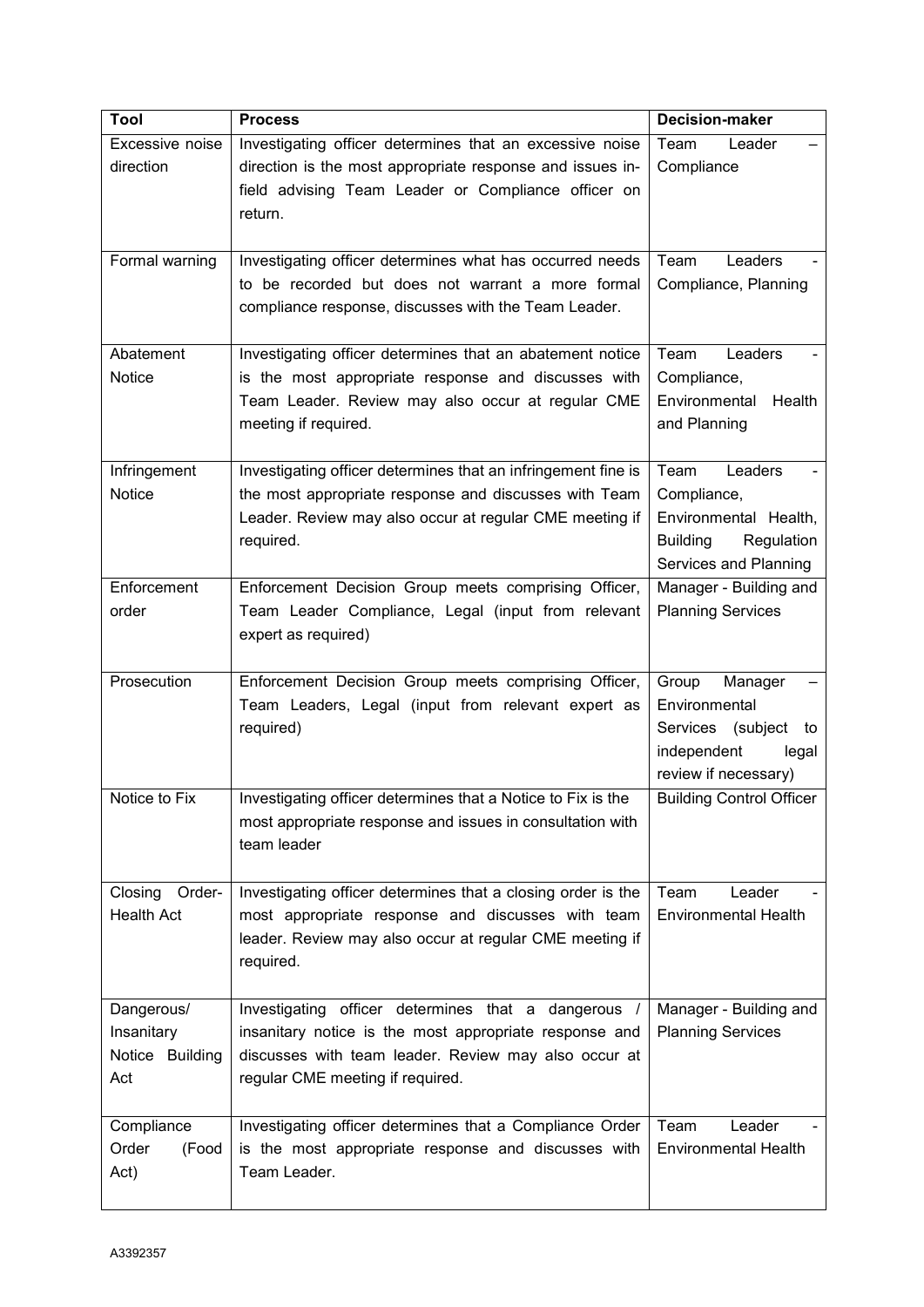| Tool | Process | Decision-maker |
|---|---|---|
| Excessive noise direction | Investigating officer determines that an excessive noise direction is the most appropriate response and issues in-field advising Team Leader or Compliance officer on return. | Team Leader – Compliance |
| Formal warning | Investigating officer determines what has occurred needs to be recorded but does not warrant a more formal compliance response, discusses with the Team Leader. | Team Leaders - Compliance, Planning |
| Abatement Notice | Investigating officer determines that an abatement notice is the most appropriate response and discusses with Team Leader. Review may also occur at regular CME meeting if required. | Team Leaders - Compliance, Environmental Health and Planning |
| Infringement Notice | Investigating officer determines that an infringement fine is the most appropriate response and discusses with Team Leader. Review may also occur at regular CME meeting if required. | Team Leaders - Compliance, Environmental Health, Building Regulation Services and Planning |
| Enforcement order | Enforcement Decision Group meets comprising Officer, Team Leader Compliance, Legal (input from relevant expert as required) | Manager - Building and Planning Services |
| Prosecution | Enforcement Decision Group meets comprising Officer, Team Leaders, Legal (input from relevant expert as required) | Group Manager – Environmental Services (subject to independent legal review if necessary) |
| Notice to Fix | Investigating officer determines that a Notice to Fix is the most appropriate response and issues in consultation with team leader | Building Control Officer |
| Closing Order-Health Act | Investigating officer determines that a closing order is the most appropriate response and discusses with team leader. Review may also occur at regular CME meeting if required. | Team Leader - Environmental Health |
| Dangerous/ Insanitary Notice Building Act | Investigating officer determines that a dangerous / insanitary notice is the most appropriate response and discusses with team leader. Review may also occur at regular CME meeting if required. | Manager - Building and Planning Services |
| Compliance Order (Food Act) | Investigating officer determines that a Compliance Order is the most appropriate response and discusses with Team Leader. | Team Leader - Environmental Health |

A3392357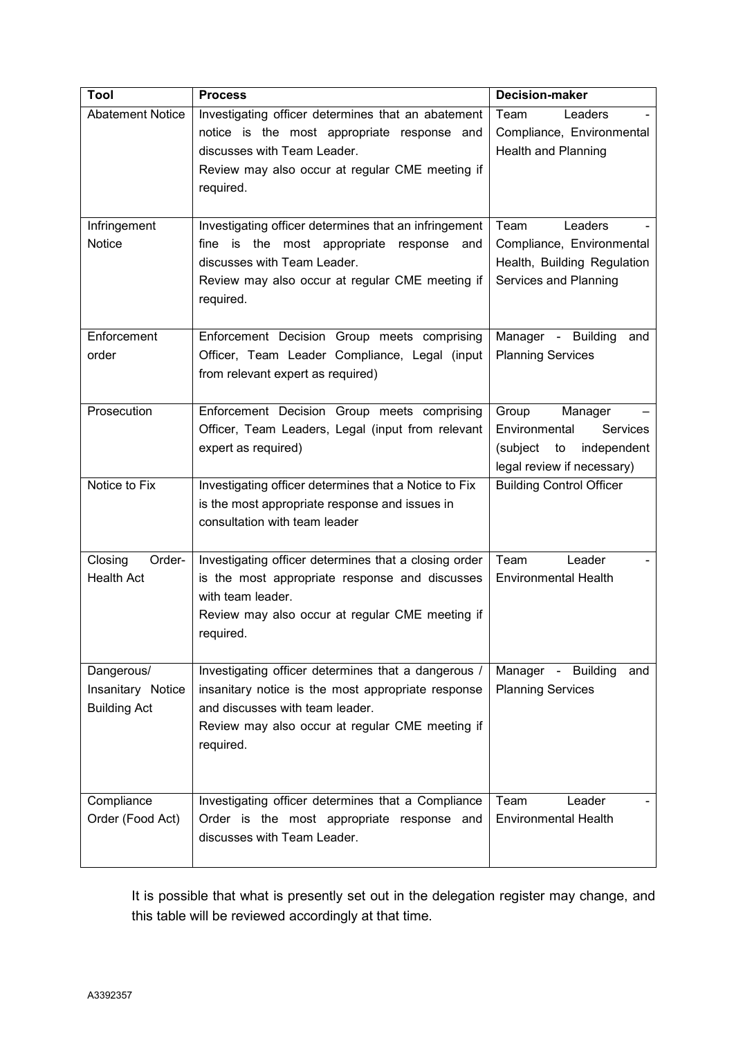| Tool | Process | Decision-maker |
|---|---|---|
| Abatement Notice | Investigating officer determines that an abatement notice is the most appropriate response and discusses with Team Leader.<br>Review may also occur at regular CME meeting if required. | Team Leaders - Compliance, Environmental Health and Planning |
| Infringement Notice | Investigating officer determines that an infringement fine is the most appropriate response and discusses with Team Leader.<br>Review may also occur at regular CME meeting if required. | Team Leaders - Compliance, Environmental Health, Building Regulation Services and Planning |
| Enforcement order | Enforcement Decision Group meets comprising Officer, Team Leader Compliance, Legal (input from relevant expert as required) | Manager - Building and Planning Services |
| Prosecution | Enforcement Decision Group meets comprising Officer, Team Leaders, Legal (input from relevant expert as required) | Group Manager – Environmental Services (subject to independent legal review if necessary) |
| Notice to Fix | Investigating officer determines that a Notice to Fix is the most appropriate response and issues in consultation with team leader | Building Control Officer |
| Closing Order- Health Act | Investigating officer determines that a closing order is the most appropriate response and discusses with team leader.<br>Review may also occur at regular CME meeting if required. | Team Leader - Environmental Health |
| Dangerous/ Insanitary Notice Building Act | Investigating officer determines that a dangerous / insanitary notice is the most appropriate response and discusses with team leader.<br>Review may also occur at regular CME meeting if required. | Manager - Building and Planning Services |
| Compliance Order (Food Act) | Investigating officer determines that a Compliance Order is the most appropriate response and discusses with Team Leader. | Team Leader - Environmental Health |

It is possible that what is presently set out in the delegation register may change, and this table will be reviewed accordingly at that time.

A3392357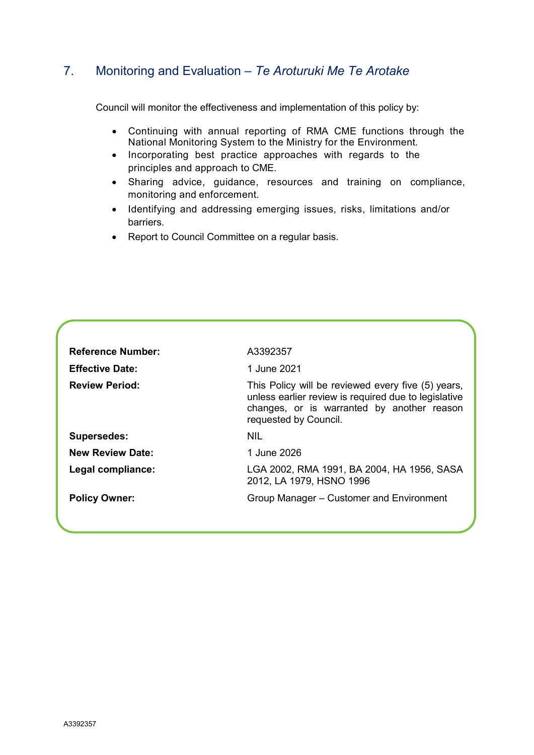## 7. Monitoring and Evaluation – *Te Aroturuki Me Te Arotake*

Council will monitor the effectiveness and implementation of this policy by:

- Continuing with annual reporting of RMA CME functions through the National Monitoring System to the Ministry for the Environment.
- Incorporating best practice approaches with regards to the principles and approach to CME.
- Sharing advice, guidance, resources and training on compliance, monitoring and enforcement.
- Identifying and addressing emerging issues, risks, limitations and/or barriers.
- Report to Council Committee on a regular basis.

| | |
|---|---|
| **Reference Number:** | A3392357 |
| **Effective Date:** | 1 June 2021 |
| **Review Period:** | This Policy will be reviewed every five (5) years, unless earlier review is required due to legislative changes, or is warranted by another reason requested by Council. |
| **Supersedes:** | NIL |
| **New Review Date:** | 1 June 2026 |
| **Legal compliance:** | LGA 2002, RMA 1991, BA 2004, HA 1956, SASA 2012, LA 1979, HSNO 1996 |
| **Policy Owner:** | Group Manager – Customer and Environment |